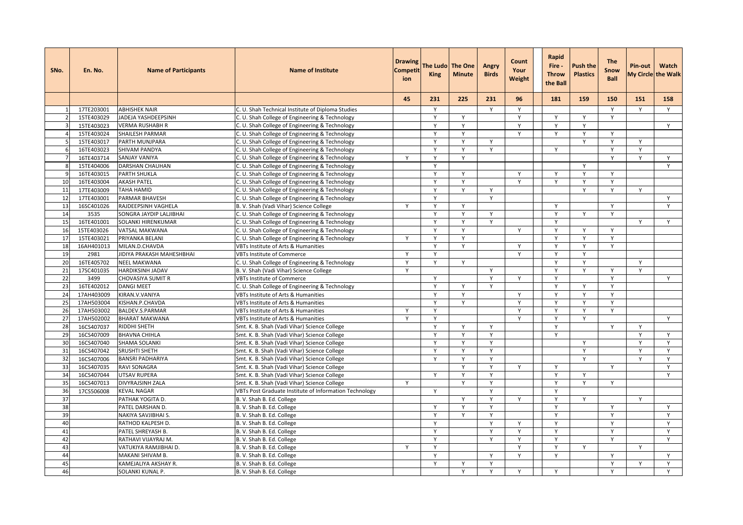| SNo. | En. No. | Name of Participants | Name of Institute | Drawing Competition | The Ludo King | The One Minute | Angry Birds | Count Your Weight | | Rapid Fire - Throw the Ball | Push the Plastics | The Snow Ball | Pin-out My Circle | Watch the Walk |
|---|---|---|---|---|---|---|---|---|---|---|---|---|---|---|
| | | | | 45 | 231 | 225 | 231 | 96 | | 181 | 159 | 150 | 151 | 158 |
| 1 | 17TE203001 | ABHISHEK NAIR | C. U. Shah Technical Institute of Diploma Studies | | Y | | Y | Y | | | | Y | Y | Y |
| 2 | 15TE403029 | JADEJA YASHDEEPSINH | C. U. Shah College of Engineering & Technology | | Y | Y | | Y | | Y | Y | Y | | |
| 3 | 15TE403023 | VERMA RUSHABH R | C. U. Shah College of Engineering & Technology | | Y | Y | | Y | | Y | Y | | | Y |
| 4 | 15TE403024 | SHAILESH PARMAR | C. U. Shah College of Engineering & Technology | | Y | Y | | Y | | Y | Y | Y | | |
| 5 | 15TE403017 | PARTH MUNJPARA | C. U. Shah College of Engineering & Technology | | Y | Y | Y | | | | Y | Y | Y | |
| 6 | 16TE403023 | SHIVAM PANDYA | C. U. Shah College of Engineering & Technology | | Y | Y | Y | | | Y | | Y | Y | |
| 7 | 16TE403714 | SANJAY VANIYA | C. U. Shah College of Engineering & Technology | Y | Y | Y | | | | | | Y | Y | Y |
| 8 | 15TE404006 | DARSHAN CHAUHAN | C. U. Shah College of Engineering & Technology | | Y | | | | | | Y | | | Y |
| 9 | 16TE403015 | PARTH SHUKLA | C. U. Shah College of Engineering & Technology | | Y | Y | | Y | | Y | Y | Y | | |
| 10 | 16TE403004 | AKASH PATEL | C. U. Shah College of Engineering & Technology | | Y | Y | | Y | | Y | Y | Y | | |
| 11 | 17TE403009 | TAHA HAMID | C. U. Shah College of Engineering & Technology | | Y | Y | Y | | | | Y | Y | Y | |
| 12 | 17TE403001 | PARMAR BHAVESH | C. U. Shah College of Engineering & Technology | | Y | | Y | | | | | | | Y |
| 13 | 16SC401026 | RAJDEEPSINH VAGHELA | B. V. Shah (Vadi Vihar) Science College | Y | Y | Y | | | | Y | | Y | | Y |
| 14 | 3535 | SONGRA JAYDIP LALJIBHAI | C. U. Shah College of Engineering & Technology | | Y | Y | Y | | | Y | Y | Y | | |
| 15 | 16TE401001 | SOLANKI HIRENKUMAR | C. U. Shah College of Engineering & Technology | | Y | Y | Y | | | Y | | | Y | Y |
| 16 | 15TE403026 | VATSAL MAKWANA | C. U. Shah College of Engineering & Technology | | Y | Y | | Y | | Y | Y | Y | | |
| 17 | 15TE403021 | PRIYANKA BELANI | C. U. Shah College of Engineering & Technology | Y | Y | Y | | | | Y | Y | Y | | |
| 18 | 16AH401013 | MILAN.D.CHAVDA | VBTs Institute of Arts & Humanities | | Y | Y | | Y | | Y | Y | Y | | |
| 19 | 2981 | JIDIYA PRAKASH MAHESHBHAI | VBTs Institute of Commerce | Y | Y | | | Y | | Y | Y | | | |
| 20 | 16TE405702 | NEEL MAKWANA | C. U. Shah College of Engineering & Technology | Y | Y | Y | | | | Y | Y | | Y | |
| 21 | 17SC401035 | HARDIKSINH JADAV | B. V. Shah (Vadi Vihar) Science College | Y | | | Y | | | Y | Y | Y | Y | |
| 22 | 3499 | CHOVASIYA SUMIT R | VBTs Institute of Commerce | | Y | | Y | Y | | Y | | Y | | Y |
| 23 | 16TE402012 | DANGI MEET | C. U. Shah College of Engineering & Technology | | Y | Y | Y | | | Y | Y | Y | | |
| 24 | 17AH403009 | KIRAN.V.VANIYA | VBTs Institute of Arts & Humanities | | Y | Y | | Y | | Y | Y | Y | | |
| 25 | 17AH503004 | KISHAN.P.CHAVDA | VBTs Institute of Arts & Humanities | | Y | Y | | Y | | Y | Y | Y | | |
| 26 | 17AH503002 | BALDEV.S.PARMAR | VBTs Institute of Arts & Humanities | Y | Y | | | Y | | Y | Y | Y | | |
| 27 | 17AH502002 | BHARAT MAKWANA | VBTs Institute of Arts & Humanities | Y | Y | | | Y | | Y | Y | | | Y |
| 28 | 16CS407037 | RIDDHI SHETH | Smt. K. B. Shah (Vadi Vihar) Science College | | Y | Y | Y | | | Y | | Y | Y | |
| 29 | 16CS407009 | BHAVNA CHIHLA | Smt. K. B. Shah (Vadi Vihar) Science College | | Y | Y | Y | | | Y | | | Y | Y |
| 30 | 16CS407040 | SHAMA SOLANKI | Smt. K. B. Shah (Vadi Vihar) Science College | | Y | Y | Y | | | | Y | | Y | Y |
| 31 | 16CS407042 | SRUSHTI SHETH | Smt. K. B. Shah (Vadi Vihar) Science College | | Y | Y | Y | | | | Y | | Y | Y |
| 32 | 16CS407006 | BANSRI PADHARIYA | Smt. K. B. Shah (Vadi Vihar) Science College | | Y | Y | Y | | | | Y | | Y | Y |
| 33 | 16CS407035 | RAVI SONAGRA | Smt. K. B. Shah (Vadi Vihar) Science College | | | Y | Y | Y | | Y | | Y | | Y |
| 34 | 16CS407044 | UTSAV RUPERA | Smt. K. B. Shah (Vadi Vihar) Science College | | Y | Y | Y | | | Y | Y | | | Y |
| 35 | 16CS407013 | DIVYRAJSINH ZALA | Smt. K. B. Shah (Vadi Vihar) Science College | Y | | Y | Y | | | Y | Y | Y | | |
| 36 | 17CS506008 | KEVAL NAGAR | VBTs Post Graduate Institute of Information Technology | | Y | | Y | | | Y | | | | |
| 37 | | PATHAK YOGITA D. | B. V. Shah B. Ed. College | | | Y | Y | Y | | Y | Y | | Y | |
| 38 | | PATEL DARSHAN D. | B. V. Shah B. Ed. College | | Y | Y | Y | | | Y | | Y | | Y |
| 39 | | NAKIYA SAVJIBHAI S. | B. V. Shah B. Ed. College | | Y | Y | Y | | | Y | | Y | | Y |
| 40 | | RATHOD KALPESH D. | B. V. Shah B. Ed. College | | Y | | Y | Y | | Y | | Y | | Y |
| 41 | | PATEL SHREYASH B. | B. V. Shah B. Ed. College | | Y | | Y | Y | | Y | | Y | | Y |
| 42 | | RATHAVI VIJAYRAJ M. | B. V. Shah B. Ed. College | | Y | | Y | Y | | Y | | Y | | Y |
| 43 | | VATUKIYA RAMJIBHAI D. | B. V. Shah B. Ed. College | Y | Y | | | Y | | Y | Y | | Y | |
| 44 | | MAKANI SHIVAM B. | B. V. Shah B. Ed. College | | Y | | Y | Y | | Y | | Y | | Y |
| 45 | | KAMEJALIYA AKSHAY R. | B. V. Shah B. Ed. College | | Y | Y | Y | | | | | Y | Y | Y |
| 46 | | SOLANKI KUNAL P. | B. V. Shah B. Ed. College | | | Y | Y | Y | | Y | | Y | | Y |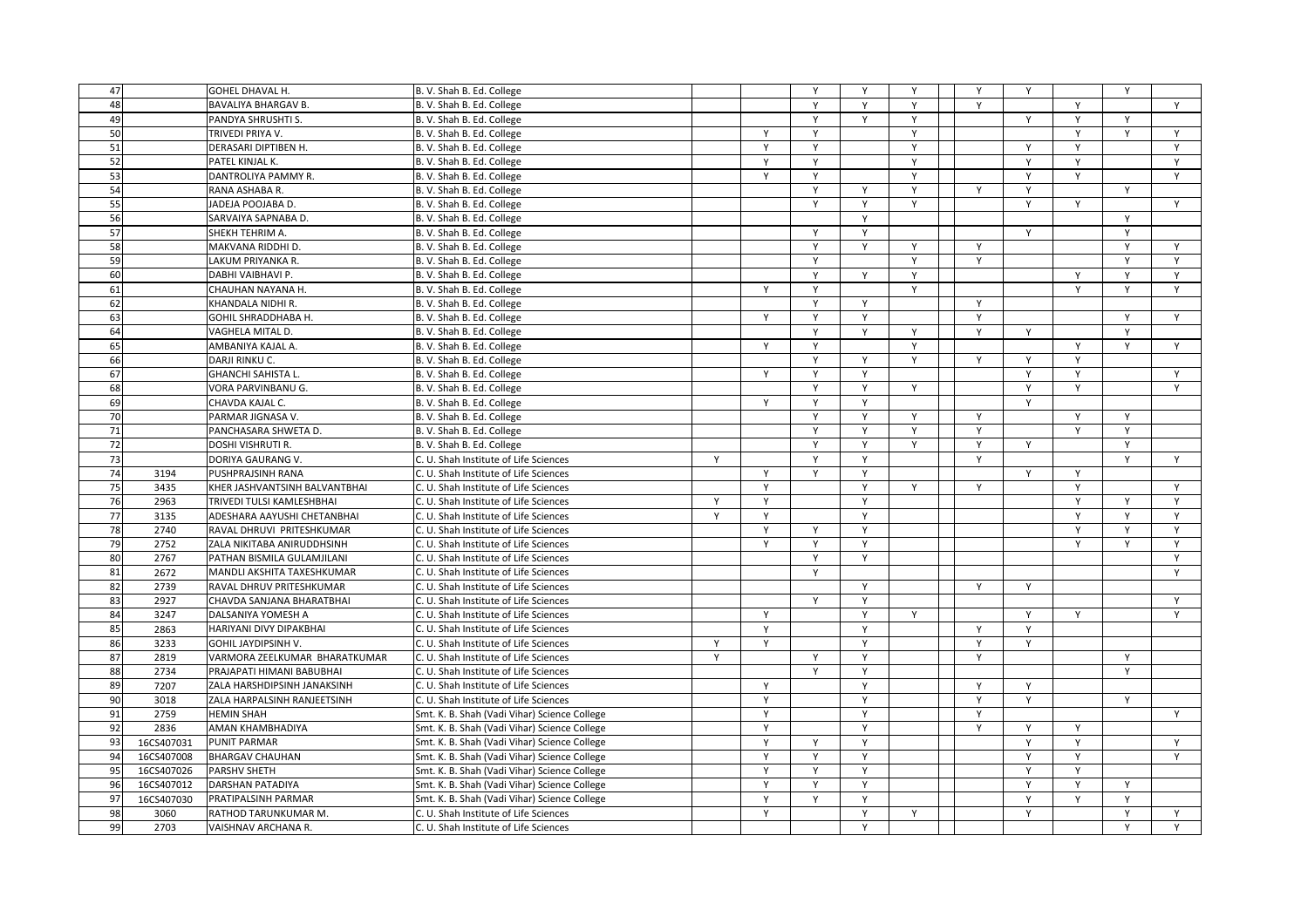| | | | | | | | | | | | | | | |
|---|---|---|---|---|---|---|---|---|---|---|---|---|---|---|
| 47 | | GOHEL DHAVAL H. | B. V. Shah B. Ed. College | | | Y | Y | Y | | Y | Y | | Y | |
| 48 | | BAVALIYA BHARGAV B. | B. V. Shah B. Ed. College | | | Y | Y | Y | | Y | | Y | | Y |
| 49 | | PANDYA SHRUSHTI S. | B. V. Shah B. Ed. College | | | Y | Y | Y | | | Y | Y | Y | |
| 50 | | TRIVEDI PRIYA V. | B. V. Shah B. Ed. College | | Y | Y | | Y | | | | Y | Y | Y |
| 51 | | DERASARI DIPTIBEN H. | B. V. Shah B. Ed. College | | Y | Y | | Y | | | Y | Y | | Y |
| 52 | | PATEL KINJAL K. | B. V. Shah B. Ed. College | | Y | Y | | Y | | | Y | Y | | Y |
| 53 | | DANTROLIYA PAMMY R. | B. V. Shah B. Ed. College | | Y | Y | | Y | | | Y | Y | | Y |
| 54 | | RANA ASHABA R. | B. V. Shah B. Ed. College | | | Y | Y | Y | | Y | Y | | Y | |
| 55 | | JADEJA POOJABA D. | B. V. Shah B. Ed. College | | | Y | Y | Y | | | Y | Y | | Y |
| 56 | | SARVAIYA SAPNABA D. | B. V. Shah B. Ed. College | | | | Y | | | | | | Y | |
| 57 | | SHEKH TEHRIM A. | B. V. Shah B. Ed. College | | | Y | Y | | | | Y | | Y | |
| 58 | | MAKVANA RIDDHI D. | B. V. Shah B. Ed. College | | | Y | Y | Y | | Y | | | Y | Y |
| 59 | | LAKUM PRIYANKA R. | B. V. Shah B. Ed. College | | | Y | | Y | | Y | | | Y | Y |
| 60 | | DABHI VAIBHAVI P. | B. V. Shah B. Ed. College | | | Y | Y | Y | | | | Y | Y | Y |
| 61 | | CHAUHAN NAYANA H. | B. V. Shah B. Ed. College | | Y | Y | | Y | | | | Y | Y | Y |
| 62 | | KHANDALA NIDHI R. | B. V. Shah B. Ed. College | | | Y | Y | | | Y | | | | |
| 63 | | GOHIL SHRADDHABA H. | B. V. Shah B. Ed. College | | Y | Y | Y | | | Y | | | Y | Y |
| 64 | | VAGHELA MITAL D. | B. V. Shah B. Ed. College | | | Y | Y | Y | | Y | Y | | Y | |
| 65 | | AMBANIYA KAJAL A. | B. V. Shah B. Ed. College | | Y | Y | | Y | | | | Y | Y | Y |
| 66 | | DARJI RINKU C. | B. V. Shah B. Ed. College | | | Y | Y | Y | | Y | Y | Y | | |
| 67 | | GHANCHI SAHISTA L. | B. V. Shah B. Ed. College | | Y | Y | Y | | | | Y | Y | | Y |
| 68 | | VORA PARVINBANU G. | B. V. Shah B. Ed. College | | | Y | Y | Y | | | Y | Y | | Y |
| 69 | | CHAVDA KAJAL C. | B. V. Shah B. Ed. College | | Y | Y | Y | | | | Y | | | |
| 70 | | PARMAR JIGNASA V. | B. V. Shah B. Ed. College | | | Y | Y | Y | | Y | | Y | Y | |
| 71 | | PANCHASARA SHWETA D. | B. V. Shah B. Ed. College | | | Y | Y | Y | | Y | | Y | Y | |
| 72 | | DOSHI VISHRUTI R. | B. V. Shah B. Ed. College | | | Y | Y | Y | | Y | Y | | Y | |
| 73 | | DORIYA GAURANG V. | C. U. Shah Institute of Life Sciences | Y | | Y | Y | | | Y | | | Y | Y |
| 74 | 3194 | PUSHPRAJSINH RANA | C. U. Shah Institute of Life Sciences | | Y | Y | Y | | | | Y | Y | | |
| 75 | 3435 | KHER JASHVANTSINH BALVANTBHAI | C. U. Shah Institute of Life Sciences | | Y | | Y | Y | | Y | | Y | | Y |
| 76 | 2963 | TRIVEDI TULSI KAMLESHBHAI | C. U. Shah Institute of Life Sciences | Y | Y | | Y | | | | | Y | Y | Y |
| 77 | 3135 | ADESHARA AAYUSHI CHETANBHAI | C. U. Shah Institute of Life Sciences | Y | Y | | Y | | | | | Y | Y | Y |
| 78 | 2740 | RAVAL DHRUVI PRITESHKUMAR | C. U. Shah Institute of Life Sciences | | Y | Y | Y | | | | | Y | Y | Y |
| 79 | 2752 | ZALA NIKITABA ANIRUDDHSINH | C. U. Shah Institute of Life Sciences | | Y | Y | Y | | | | | Y | Y | Y |
| 80 | 2767 | PATHAN BISMILA GULAMJILANI | C. U. Shah Institute of Life Sciences | | | Y | Y | | | | | | | Y |
| 81 | 2672 | MANDLI AKSHITA TAXESHKUMAR | C. U. Shah Institute of Life Sciences | | | Y | | | | | | | | Y |
| 82 | 2739 | RAVAL DHRUV PRITESHKUMAR | C. U. Shah Institute of Life Sciences | | | | Y | | | Y | Y | | | |
| 83 | 2927 | CHAVDA SANJANA BHARATBHAI | C. U. Shah Institute of Life Sciences | | | Y | Y | | | | | | | Y |
| 84 | 3247 | DALSANIYA YOMESH A | C. U. Shah Institute of Life Sciences | | Y | | Y | Y | | | Y | Y | | Y |
| 85 | 2863 | HARIYANI DIVY DIPAKBHAI | C. U. Shah Institute of Life Sciences | | Y | | Y | | | Y | Y | | | |
| 86 | 3233 | GOHIL JAYDIPSINH V. | C. U. Shah Institute of Life Sciences | Y | Y | | Y | | | Y | Y | | | |
| 87 | 2819 | VARMORA ZEELKUMAR BHARATKUMAR | C. U. Shah Institute of Life Sciences | Y | | Y | Y | | | Y | | | Y | |
| 88 | 2734 | PRAJAPATI HIMANI BABUBHAI | C. U. Shah Institute of Life Sciences | | | Y | Y | | | | | | Y | |
| 89 | 7207 | ZALA HARSHDIPSINH JANAKSINH | C. U. Shah Institute of Life Sciences | | Y | | Y | | | Y | Y | | | |
| 90 | 3018 | ZALA HARPALSINH RANJEETSINH | C. U. Shah Institute of Life Sciences | | Y | | Y | | | Y | Y | | Y | |
| 91 | 2759 | HEMIN SHAH | Smt. K. B. Shah (Vadi Vihar) Science College | | Y | | Y | | | Y | | | | Y |
| 92 | 2836 | AMAN KHAMBHADIYA | Smt. K. B. Shah (Vadi Vihar) Science College | | Y | | Y | | | Y | Y | Y | | |
| 93 | 16CS407031 | PUNIT PARMAR | Smt. K. B. Shah (Vadi Vihar) Science College | | Y | Y | Y | | | | Y | Y | | Y |
| 94 | 16CS407008 | BHARGAV CHAUHAN | Smt. K. B. Shah (Vadi Vihar) Science College | | Y | Y | Y | | | | Y | Y | | Y |
| 95 | 16CS407026 | PARSHV SHETH | Smt. K. B. Shah (Vadi Vihar) Science College | | Y | Y | Y | | | | Y | Y | | |
| 96 | 16CS407012 | DARSHAN PATADIYA | Smt. K. B. Shah (Vadi Vihar) Science College | | Y | Y | Y | | | | Y | Y | Y | |
| 97 | 16CS407030 | PRATIPALSINH PARMAR | Smt. K. B. Shah (Vadi Vihar) Science College | | Y | Y | Y | | | | Y | Y | Y | |
| 98 | 3060 | RATHOD TARUNKUMAR M. | C. U. Shah Institute of Life Sciences | | Y | | Y | Y | | | Y | | Y | Y |
| 99 | 2703 | VAISHNAV ARCHANA R. | C. U. Shah Institute of Life Sciences | | | | Y | | | | | | Y | Y |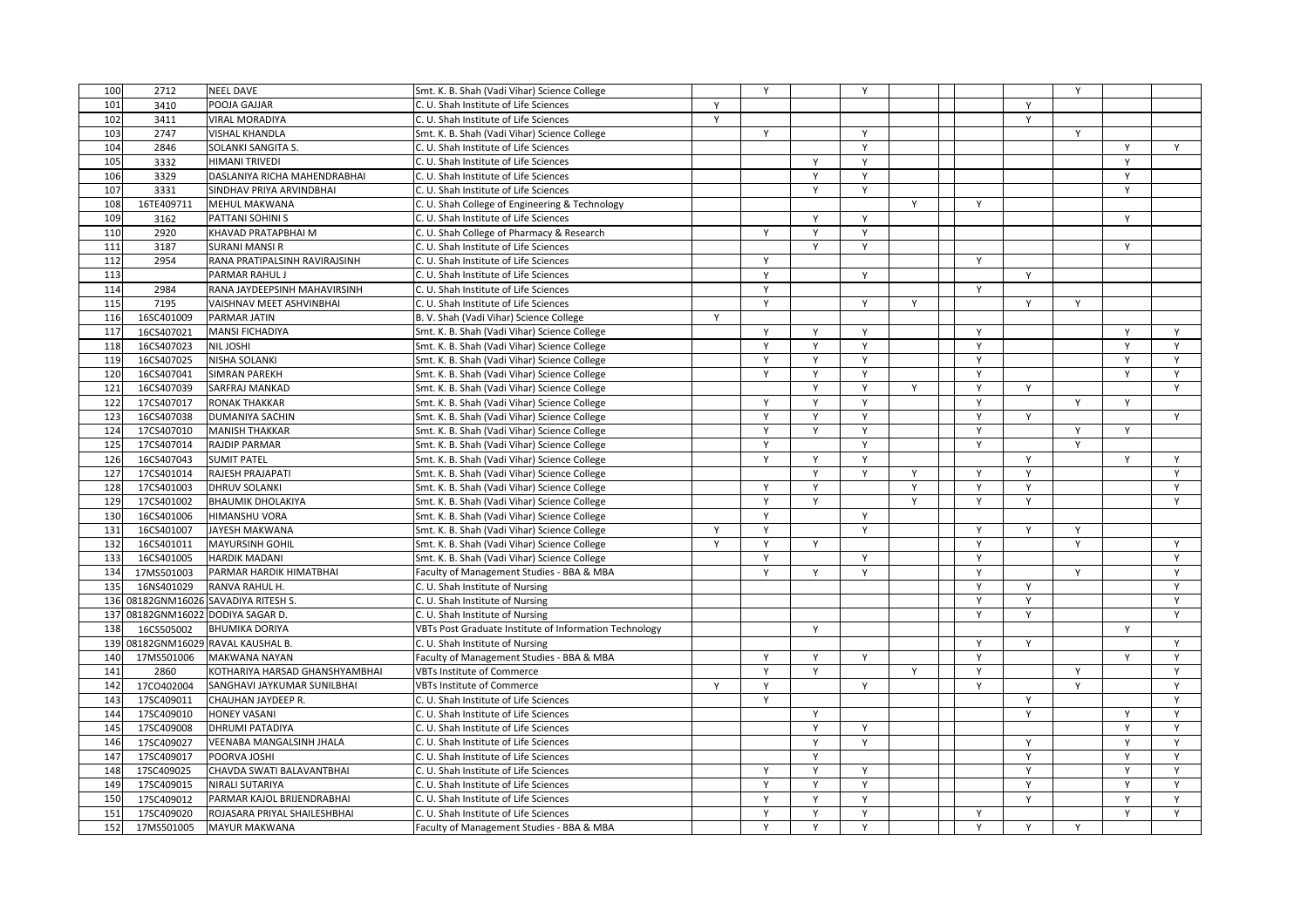| | | | | | | | | | | | | | | |
|---|---|---|---|---|---|---|---|---|---|---|---|---|---|---|
| 100 | 2712 | NEEL DAVE | Smt. K. B. Shah (Vadi Vihar) Science College | | Y | | Y | | | | | Y | | |
| 101 | 3410 | POOJA GAJJAR | C. U. Shah Institute of Life Sciences | Y | | | | | | | Y | | | |
| 102 | 3411 | VIRAL MORADIYA | C. U. Shah Institute of Life Sciences | Y | | | | | | | Y | | | |
| 103 | 2747 | VISHAL KHANDLA | Smt. K. B. Shah (Vadi Vihar) Science College | | Y | | Y | | | | | Y | | |
| 104 | 2846 | SOLANKI SANGITA S. | C. U. Shah Institute of Life Sciences | | | | Y | | | | | | Y | Y |
| 105 | 3332 | HIMANI TRIVEDI | C. U. Shah Institute of Life Sciences | | | Y | Y | | | | | | Y | |
| 106 | 3329 | DASLANIYA RICHA MAHENDRABHAI | C. U. Shah Institute of Life Sciences | | | Y | Y | | | | | | Y | |
| 107 | 3331 | SINDHAV PRIYA ARVINDBHAI | C. U. Shah Institute of Life Sciences | | | Y | Y | | | | | | Y | |
| 108 | 16TE409711 | MEHUL MAKWANA | C. U. Shah College of Engineering & Technology | | | | | Y | | Y | | | | |
| 109 | 3162 | PATTANI SOHINI S | C. U. Shah Institute of Life Sciences | | | Y | Y | | | | | | Y | |
| 110 | 2920 | KHAVAD PRATAPBHAI M | C. U. Shah College of Pharmacy & Research | | Y | Y | Y | | | | | | | |
| 111 | 3187 | SURANI MANSI R | C. U. Shah Institute of Life Sciences | | | Y | Y | | | | | | Y | |
| 112 | 2954 | RANA PRATIPALSINH RAVIRAJSINH | C. U. Shah Institute of Life Sciences | | Y | | | | | Y | | | | |
| 113 | | PARMAR RAHUL J | C. U. Shah Institute of Life Sciences | | Y | | Y | | | | Y | | | |
| 114 | 2984 | RANA JAYDEEPSINH MAHAVIRSINH | C. U. Shah Institute of Life Sciences | | Y | | | | | Y | | | | |
| 115 | 7195 | VAISHNAV MEET ASHVINBHAI | C. U. Shah Institute of Life Sciences | | Y | | Y | Y | | | Y | Y | | |
| 116 | 16SC401009 | PARMAR JATIN | B. V. Shah (Vadi Vihar) Science College | Y | | | | | | | | | | |
| 117 | 16CS407021 | MANSI FICHADIYA | Smt. K. B. Shah (Vadi Vihar) Science College | | Y | Y | Y | | | Y | | | Y | Y |
| 118 | 16CS407023 | NIL JOSHI | Smt. K. B. Shah (Vadi Vihar) Science College | | Y | Y | Y | | | Y | | | Y | Y |
| 119 | 16CS407025 | NISHA SOLANKI | Smt. K. B. Shah (Vadi Vihar) Science College | | Y | Y | Y | | | Y | | | Y | Y |
| 120 | 16CS407041 | SIMRAN PAREKH | Smt. K. B. Shah (Vadi Vihar) Science College | | Y | Y | Y | | | Y | | | Y | Y |
| 121 | 16CS407039 | SARFRAJ MANKAD | Smt. K. B. Shah (Vadi Vihar) Science College | | | Y | Y | Y | | Y | Y | | | Y |
| 122 | 17CS407017 | RONAK THAKKAR | Smt. K. B. Shah (Vadi Vihar) Science College | | Y | Y | Y | | | Y | | Y | Y | |
| 123 | 16CS407038 | DUMANIYA SACHIN | Smt. K. B. Shah (Vadi Vihar) Science College | | Y | Y | Y | | | Y | Y | | | Y |
| 124 | 17CS407010 | MANISH THAKKAR | Smt. K. B. Shah (Vadi Vihar) Science College | | Y | Y | Y | | | Y | | Y | Y | |
| 125 | 17CS407014 | RAJDIP PARMAR | Smt. K. B. Shah (Vadi Vihar) Science College | | Y | | Y | | | Y | | Y | | |
| 126 | 16CS407043 | SUMIT PATEL | Smt. K. B. Shah (Vadi Vihar) Science College | | Y | Y | Y | | | | Y | | Y | Y |
| 127 | 17CS401014 | RAJESH PRAJAPATI | Smt. K. B. Shah (Vadi Vihar) Science College | | | Y | Y | Y | | Y | Y | | | Y |
| 128 | 17CS401003 | DHRUV SOLANKI | Smt. K. B. Shah (Vadi Vihar) Science College | | Y | Y | | Y | | Y | Y | | | Y |
| 129 | 17CS401002 | BHAUMIK DHOLAKIYA | Smt. K. B. Shah (Vadi Vihar) Science College | | Y | Y | | Y | | Y | Y | | | Y |
| 130 | 16CS401006 | HIMANSHU VORA | Smt. K. B. Shah (Vadi Vihar) Science College | | Y | | Y | | | | | | | |
| 131 | 16CS401007 | JAYESH MAKWANA | Smt. K. B. Shah (Vadi Vihar) Science College | Y | Y | | Y | | | Y | Y | Y | | |
| 132 | 16CS401011 | MAYURSINH GOHIL | Smt. K. B. Shah (Vadi Vihar) Science College | Y | Y | Y | | | | Y | | Y | | Y |
| 133 | 16CS401005 | HARDIK MADANI | Smt. K. B. Shah (Vadi Vihar) Science College | | Y | | Y | | | Y | | | | Y |
| 134 | 17MS501003 | PARMAR HARDIK HIMATBHAI | Faculty of Management Studies - BBA & MBA | | Y | Y | Y | | | Y | | Y | | Y |
| 135 | 16NS401029 | RANVA RAHUL H. | C. U. Shah Institute of Nursing | | | | | | | Y | Y | | | Y |
| 136 | 08182GNM16026 | SAVADIYA RITESH S. | C. U. Shah Institute of Nursing | | | | | | | Y | Y | | | Y |
| 137 | 08182GNM16022 | DODIYA SAGAR D. | C. U. Shah Institute of Nursing | | | | | | | Y | Y | | | Y |
| 138 | 16CS505002 | BHUMIKA DORIYA | VBTs Post Graduate Institute of Information Technology | | | Y | | | | | | | Y | |
| 139 | 08182GNM16029 | RAVAL KAUSHAL B. | C. U. Shah Institute of Nursing | | | | | | | Y | Y | | | Y |
| 140 | 17MS501006 | MAKWANA NAYAN | Faculty of Management Studies - BBA & MBA | | Y | Y | Y | | | Y | | | Y | Y |
| 141 | 2860 | KOTHARIYA HARSAD GHANSHYAMBHAI | VBTs Institute of Commerce | | Y | Y | | Y | | Y | | Y | | Y |
| 142 | 17CO402004 | SANGHAVI JAYKUMAR SUNILBHAI | VBTs Institute of Commerce | Y | Y | | Y | | | Y | | Y | | Y |
| 143 | 17SC409011 | CHAUHAN JAYDEEP R. | C. U. Shah Institute of Life Sciences | | Y | | | | | | Y | | | Y |
| 144 | 17SC409010 | HONEY VASANI | C. U. Shah Institute of Life Sciences | | | Y | | | | | Y | | Y | Y |
| 145 | 17SC409008 | DHRUMI PATADIYA | C. U. Shah Institute of Life Sciences | | | Y | Y | | | | | | Y | Y |
| 146 | 17SC409027 | VEENABA MANGALSINH JHALA | C. U. Shah Institute of Life Sciences | | | Y | Y | | | | Y | | Y | Y |
| 147 | 17SC409017 | POORVA JOSHI | C. U. Shah Institute of Life Sciences | | | Y | | | | | Y | | Y | Y |
| 148 | 17SC409025 | CHAVDA SWATI BALAVANTBHAI | C. U. Shah Institute of Life Sciences | | Y | Y | Y | | | | Y | | Y | Y |
| 149 | 17SC409015 | NIRALI SUTARIYA | C. U. Shah Institute of Life Sciences | | Y | Y | Y | | | | Y | | Y | Y |
| 150 | 17SC409012 | PARMAR KAJOL BRIJENDRABHAI | C. U. Shah Institute of Life Sciences | | Y | Y | Y | | | | Y | | Y | Y |
| 151 | 17SC409020 | ROJASARA PRIYAL SHAILESHBHAI | C. U. Shah Institute of Life Sciences | | Y | Y | Y | | | Y | | | Y | Y |
| 152 | 17MS501005 | MAYUR MAKWANA | Faculty of Management Studies - BBA & MBA | | Y | Y | Y | | | Y | Y | Y | | |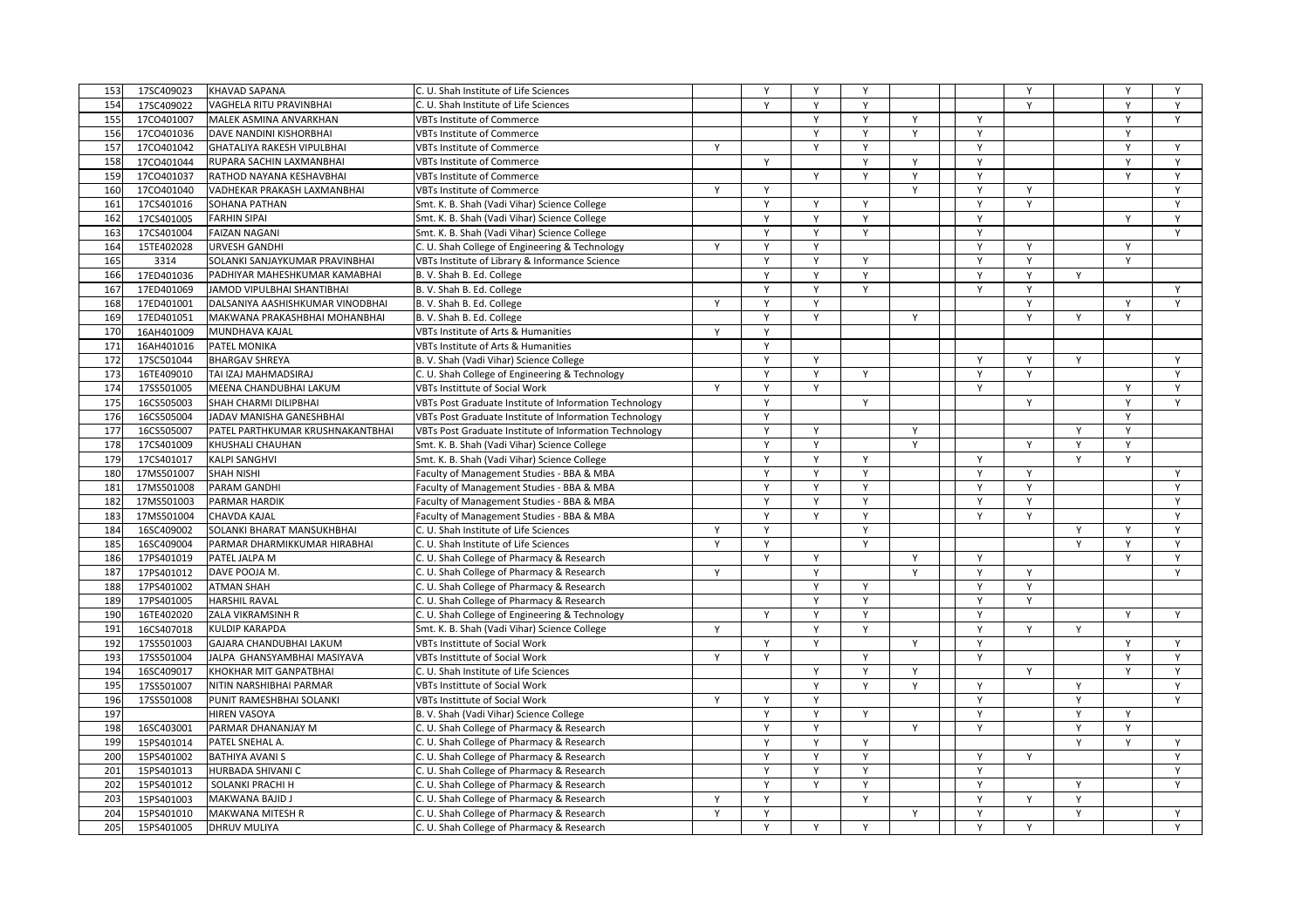| | | | | | | | | | | | | | | |
|---|---|---|---|---|---|---|---|---|---|---|---|---|---|---|
| 153 | 17SC409023 | KHAVAD SAPANA | C. U. Shah Institute of Life Sciences | | Y | Y | Y | | | | Y | | Y | Y |
| 154 | 17SC409022 | VAGHELA RITU PRAVINBHAI | C. U. Shah Institute of Life Sciences | | Y | Y | Y | | | | Y | | Y | Y |
| 155 | 17CO401007 | MALEK ASMINA ANVARKHAN | VBTs Institute of Commerce | | | Y | Y | Y | | Y | | | Y | Y |
| 156 | 17CO401036 | DAVE NANDINI KISHORBHAI | VBTs Institute of Commerce | | | Y | Y | Y | | Y | | | Y | |
| 157 | 17CO401042 | GHATALIYA RAKESH VIPULBHAI | VBTs Institute of Commerce | Y | | Y | Y | | | Y | | | Y | Y |
| 158 | 17CO401044 | RUPARA SACHIN LAXMANBHAI | VBTs Institute of Commerce | | Y | | Y | Y | | Y | | | Y | Y |
| 159 | 17CO401037 | RATHOD NAYANA KESHAVBHAI | VBTs Institute of Commerce | | | Y | Y | Y | | Y | | | Y | Y |
| 160 | 17CO401040 | VADHEKAR PRAKASH LAXMANBHAI | VBTs Institute of Commerce | Y | Y | | | Y | | Y | Y | | | Y |
| 161 | 17CS401016 | SOHANA PATHAN | Smt. K. B. Shah (Vadi Vihar) Science College | | Y | Y | Y | | | Y | Y | | | Y |
| 162 | 17CS401005 | FARHIN SIPAI | Smt. K. B. Shah (Vadi Vihar) Science College | | Y | Y | Y | | | Y | | | Y | Y |
| 163 | 17CS401004 | FAIZAN NAGANI | Smt. K. B. Shah (Vadi Vihar) Science College | | Y | Y | Y | | | Y | | | | Y |
| 164 | 15TE402028 | URVESH GANDHI | C. U. Shah College of Engineering & Technology | Y | Y | Y | | | | Y | Y | | Y | |
| 165 | 3314 | SOLANKI SANJAYKUMAR PRAVINBHAI | VBTs Institute of Library & Informance Science | | Y | Y | Y | | | Y | Y | | Y | |
| 166 | 17ED401036 | PADHIYAR MAHESHKUMAR KAMABHAI | B. V. Shah B. Ed. College | | Y | Y | Y | | | Y | Y | Y | | |
| 167 | 17ED401069 | JAMOD VIPULBHAI SHANTIBHAI | B. V. Shah B. Ed. College | | Y | Y | Y | | | Y | Y | | | Y |
| 168 | 17ED401001 | DALSANIYA AASHISHKUMAR VINODBHAI | B. V. Shah B. Ed. College | Y | Y | Y | | | | | Y | | Y | Y |
| 169 | 17ED401051 | MAKWANA PRAKASHBHAI MOHANBHAI | B. V. Shah B. Ed. College | | Y | Y | | Y | | | Y | Y | Y | |
| 170 | 16AH401009 | MUNDHAVA KAJAL | VBTs Institute of Arts & Humanities | Y | Y | | | | | | | | | |
| 171 | 16AH401016 | PATEL MONIKA | VBTs Institute of Arts & Humanities | | Y | | | | | | | | | |
| 172 | 17SC501044 | BHARGAV SHREYA | B. V. Shah (Vadi Vihar) Science College | | Y | Y | | | | Y | Y | Y | | Y |
| 173 | 16TE409010 | TAI IZAJ MAHMADSIRAJ | C. U. Shah College of Engineering & Technology | | Y | Y | Y | | | Y | Y | | | Y |
| 174 | 17SS501005 | MEENA CHANDUBHAI LAKUM | VBTs Instittute of Social Work | Y | Y | Y | | | | Y | | | Y | Y |
| 175 | 16CS505003 | SHAH CHARMI DILIPBHAI | VBTs Post Graduate Institute of Information Technology | | Y | | Y | | | | Y | | Y | Y |
| 176 | 16CS505004 | JADAV MANISHA GANESHBHAI | VBTs Post Graduate Institute of Information Technology | | Y | | | | | | | | Y | |
| 177 | 16CS505007 | PATEL PARTHKUMAR KRUSHNAKANTBHAI | VBTs Post Graduate Institute of Information Technology | | Y | Y | | Y | | | | Y | Y | |
| 178 | 17CS401009 | KHUSHALI CHAUHAN | Smt. K. B. Shah (Vadi Vihar) Science College | | Y | Y | | Y | | | Y | Y | Y | |
| 179 | 17CS401017 | KALPI SANGHVI | Smt. K. B. Shah (Vadi Vihar) Science College | | Y | Y | Y | | | Y | | Y | Y | |
| 180 | 17MS501007 | SHAH NISHI | Faculty of Management Studies - BBA & MBA | | Y | Y | Y | | | Y | Y | | | Y |
| 181 | 17MS501008 | PARAM GANDHI | Faculty of Management Studies - BBA & MBA | | Y | Y | Y | | | Y | Y | | | Y |
| 182 | 17MS501003 | PARMAR HARDIK | Faculty of Management Studies - BBA & MBA | | Y | Y | Y | | | Y | Y | | | Y |
| 183 | 17MS501004 | CHAVDA KAJAL | Faculty of Management Studies - BBA & MBA | | Y | Y | Y | | | Y | Y | | | Y |
| 184 | 16SC409002 | SOLANKI BHARAT MANSUKHBHAI | C. U. Shah Institute of Life Sciences | Y | Y | | Y | | | | | Y | Y | Y |
| 185 | 16SC409004 | PARMAR DHARMIKKUMAR HIRABHAI | C. U. Shah Institute of Life Sciences | Y | Y | | Y | | | | | Y | Y | Y |
| 186 | 17PS401019 | PATEL JALPA M | C. U. Shah College of Pharmacy & Research | | Y | Y | | Y | | Y | | | Y | Y |
| 187 | 17PS401012 | DAVE POOJA M. | C. U. Shah College of Pharmacy & Research | Y | | Y | | Y | | Y | Y | | | Y |
| 188 | 17PS401002 | ATMAN SHAH | C. U. Shah College of Pharmacy & Research | | | Y | Y | | | Y | Y | | | |
| 189 | 17PS401005 | HARSHIL RAVAL | C. U. Shah College of Pharmacy & Research | | | Y | Y | | | Y | Y | | | |
| 190 | 16TE402020 | ZALA VIKRAMSINH R | C. U. Shah College of Engineering & Technology | | Y | Y | Y | | | Y | | | Y | Y |
| 191 | 16CS407018 | KULDIP KARAPDA | Smt. K. B. Shah (Vadi Vihar) Science College | Y | | Y | Y | | | Y | Y | Y | | |
| 192 | 17SS501003 | GAJARA CHANDUBHAI LAKUM | VBTs Instittute of Social Work | | Y | Y | | Y | | Y | | | Y | Y |
| 193 | 17SS501004 | JALPA GHANSYAMBHAI MASIYAVA | VBTs Instittute of Social Work | Y | Y | | Y | | | Y | | | Y | Y |
| 194 | 16SC409017 | KHOKHAR MIT GANPATBHAI | C. U. Shah Institute of Life Sciences | | | Y | Y | Y | | | Y | | Y | Y |
| 195 | 17SS501007 | NITIN NARSHIBHAI PARMAR | VBTs Instittute of Social Work | | | Y | Y | Y | | Y | | Y | | Y |
| 196 | 17SS501008 | PUNIT RAMESHBHAI SOLANKI | VBTs Instittute of Social Work | Y | Y | Y | | | | Y | | Y | | Y |
| 197 | | HIREN VASOYA | B. V. Shah (Vadi Vihar) Science College | | Y | Y | Y | | | Y | | Y | Y | |
| 198 | 16SC403001 | PARMAR DHANANJAY M | C. U. Shah College of Pharmacy & Research | | Y | Y | | Y | | Y | | Y | Y | |
| 199 | 15PS401014 | PATEL SNEHAL A. | C. U. Shah College of Pharmacy & Research | | Y | Y | Y | | | | | Y | Y | Y |
| 200 | 15PS401002 | BATHIYA AVANI S | C. U. Shah College of Pharmacy & Research | | Y | Y | Y | | | Y | Y | | | Y |
| 201 | 15PS401013 | HURBADA SHIVANI C | C. U. Shah College of Pharmacy & Research | | Y | Y | Y | | | Y | | | | Y |
| 202 | 15PS401012 | SOLANKI PRACHI H | C. U. Shah College of Pharmacy & Research | | Y | Y | Y | | | Y | | Y | | Y |
| 203 | 15PS401003 | MAKWANA BAJID J | C. U. Shah College of Pharmacy & Research | Y | Y | | Y | | | Y | Y | Y | | |
| 204 | 15PS401010 | MAKWANA MITESH R | C. U. Shah College of Pharmacy & Research | Y | Y | | | Y | | Y | | Y | | Y |
| 205 | 15PS401005 | DHRUV MULIYA | C. U. Shah College of Pharmacy & Research | | Y | Y | Y | | | Y | Y | | | Y |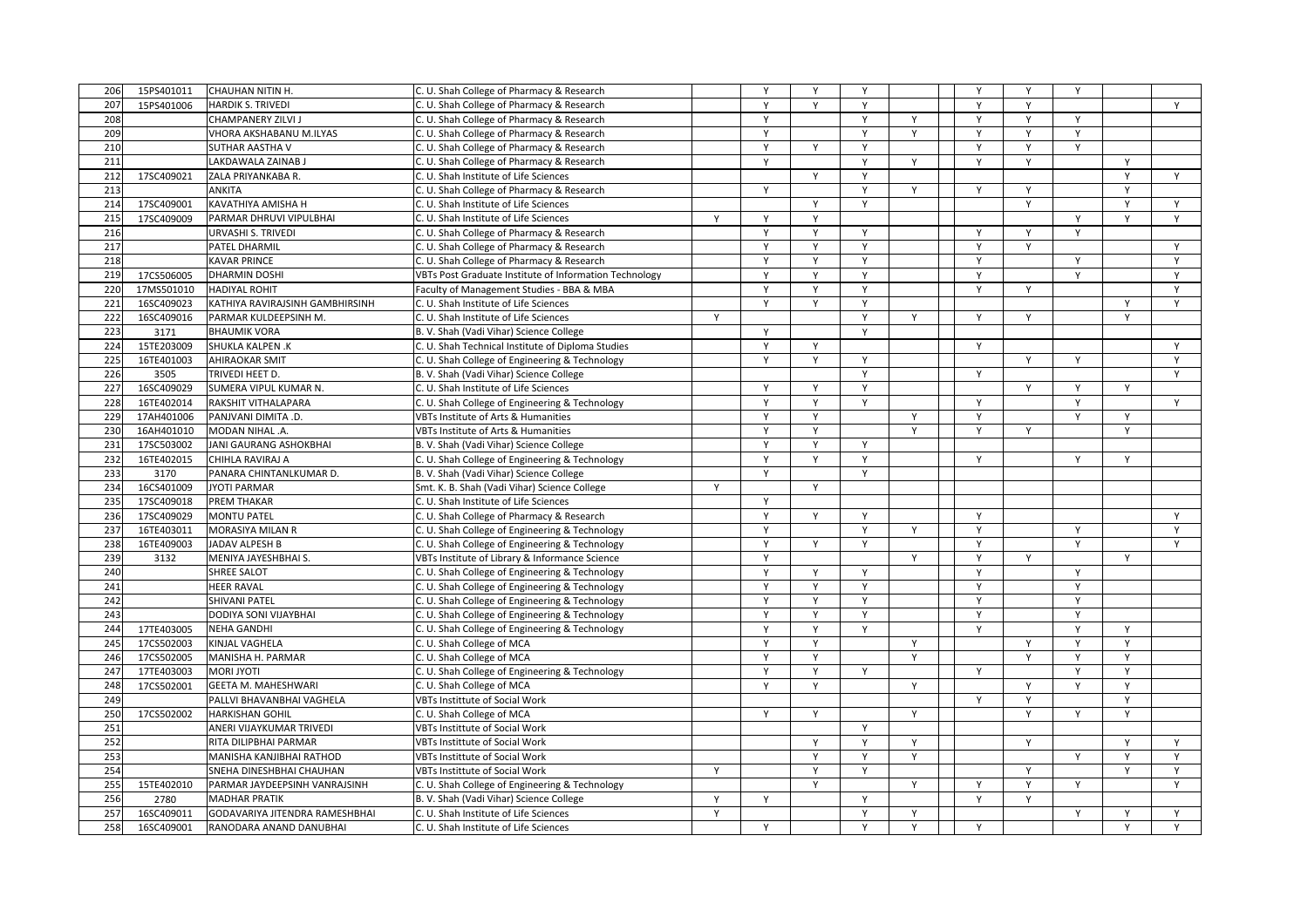| | | | | | | | | | | | | | | |
|---|---|---|---|---|---|---|---|---|---|---|---|---|---|---|
| 206 | 15PS401011 | CHAUHAN NITIN H. | C. U. Shah College of Pharmacy & Research | | Y | Y | Y | | | Y | Y | Y | | |
| 207 | 15PS401006 | HARDIK S. TRIVEDI | C. U. Shah College of Pharmacy & Research | | Y | Y | Y | | | Y | Y | | | Y |
| 208 | | CHAMPANERY ZILVI J | C. U. Shah College of Pharmacy & Research | | Y | | Y | Y | | Y | Y | Y | | |
| 209 | | VHORA AKSHABANU M.ILYAS | C. U. Shah College of Pharmacy & Research | | Y | | Y | Y | | Y | Y | Y | | |
| 210 | | SUTHAR AASTHA V | C. U. Shah College of Pharmacy & Research | | Y | Y | Y | | | Y | Y | Y | | |
| 211 | | LAKDAWALA ZAINAB J | C. U. Shah College of Pharmacy & Research | | Y | | Y | Y | | Y | Y | | Y | |
| 212 | 17SC409021 | ZALA PRIYANKABA R. | C. U. Shah Institute of Life Sciences | | | Y | Y | | | | | | Y | Y |
| 213 | | ANKITA | C. U. Shah College of Pharmacy & Research | | Y | | Y | Y | | Y | Y | | Y | |
| 214 | 17SC409001 | KAVATHIYA AMISHA H | C. U. Shah Institute of Life Sciences | | | Y | Y | | | | Y | | Y | Y |
| 215 | 17SC409009 | PARMAR DHRUVI VIPULBHAI | C. U. Shah Institute of Life Sciences | Y | Y | Y | | | | | | Y | Y | Y |
| 216 | | URVASHI S. TRIVEDI | C. U. Shah College of Pharmacy & Research | | Y | Y | Y | | | Y | Y | Y | | |
| 217 | | PATEL DHARMIL | C. U. Shah College of Pharmacy & Research | | Y | Y | Y | | | Y | Y | | | Y |
| 218 | | KAVAR PRINCE | C. U. Shah College of Pharmacy & Research | | Y | Y | Y | | | Y | | Y | | Y |
| 219 | 17CS506005 | DHARMIN DOSHI | VBTs Post Graduate Institute of Information Technology | | Y | Y | Y | | | Y | | Y | | Y |
| 220 | 17MS501010 | HADIYAL ROHIT | Faculty of Management Studies - BBA & MBA | | Y | Y | Y | | | Y | Y | | | Y |
| 221 | 16SC409023 | KATHIYA RAVIRAJSINH GAMBHIRSINH | C. U. Shah Institute of Life Sciences | | Y | Y | Y | | | | | | Y | Y |
| 222 | 16SC409016 | PARMAR KULDEEPSINH M. | C. U. Shah Institute of Life Sciences | Y | | | Y | Y | | Y | Y | | Y | |
| 223 | 3171 | BHAUMIK VORA | B. V. Shah (Vadi Vihar) Science College | | Y | | Y | | | | | | | |
| 224 | 15TE203009 | SHUKLA KALPEN .K | C. U. Shah Technical Institute of Diploma Studies | | Y | Y | | | | Y | | | | Y |
| 225 | 16TE401003 | AHIRAOKAR SMIT | C. U. Shah College of Engineering & Technology | | Y | Y | Y | | | | Y | Y | | Y |
| 226 | 3505 | TRIVEDI HEET D. | B. V. Shah (Vadi Vihar) Science College | | | | Y | | | Y | | | | Y |
| 227 | 16SC409029 | SUMERA VIPUL KUMAR N. | C. U. Shah Institute of Life Sciences | | Y | Y | Y | | | | Y | Y | Y | |
| 228 | 16TE402014 | RAKSHIT VITHALAPARA | C. U. Shah College of Engineering & Technology | | Y | Y | Y | | | Y | | Y | | Y |
| 229 | 17AH401006 | PANJVANI DIMITA .D. | VBTs Institute of Arts & Humanities | | Y | Y | | Y | | Y | | Y | Y | |
| 230 | 16AH401010 | MODAN NIHAL .A. | VBTs Institute of Arts & Humanities | | Y | Y | | Y | | Y | Y | | Y | |
| 231 | 17SC503002 | JANI GAURANG ASHOKBHAI | B. V. Shah (Vadi Vihar) Science College | | Y | Y | Y | | | | | | | |
| 232 | 16TE402015 | CHIHLA RAVIRAJ A | C. U. Shah College of Engineering & Technology | | Y | Y | Y | | | Y | | Y | Y | |
| 233 | 3170 | PANARA CHINTANLKUMAR D. | B. V. Shah (Vadi Vihar) Science College | | Y | | Y | | | | | | | |
| 234 | 16CS401009 | JYOTI PARMAR | Smt. K. B. Shah (Vadi Vihar) Science College | Y | | Y | | | | | | | | |
| 235 | 17SC409018 | PREM THAKAR | C. U. Shah Institute of Life Sciences | | Y | | | | | | | | | |
| 236 | 17SC409029 | MONTU PATEL | C. U. Shah College of Pharmacy & Research | | Y | Y | Y | | | Y | | | | Y |
| 237 | 16TE403011 | MORASIYA MILAN R | C. U. Shah College of Engineering & Technology | | Y | | Y | Y | | Y | | Y | | Y |
| 238 | 16TE409003 | JADAV ALPESH B | C. U. Shah College of Engineering & Technology | | Y | Y | Y | | | Y | | Y | | Y |
| 239 | 3132 | MENIYA JAYESHBHAI S. | VBTs Institute of Library & Informance Science | | Y | | | Y | | Y | Y | | Y | |
| 240 | | SHREE SALOT | C. U. Shah College of Engineering & Technology | | Y | Y | Y | | | Y | | Y | | |
| 241 | | HEER RAVAL | C. U. Shah College of Engineering & Technology | | Y | Y | Y | | | Y | | Y | | |
| 242 | | SHIVANI PATEL | C. U. Shah College of Engineering & Technology | | Y | Y | Y | | | Y | | Y | | |
| 243 | | DODIYA SONI VIJAYBHAI | C. U. Shah College of Engineering & Technology | | Y | Y | Y | | | Y | | Y | | |
| 244 | 17TE403005 | NEHA GANDHI | C. U. Shah College of Engineering & Technology | | Y | Y | Y | | | Y | | Y | Y | |
| 245 | 17CS502003 | KINJAL VAGHELA | C. U. Shah College of MCA | | Y | Y | | Y | | | Y | Y | Y | |
| 246 | 17CS502005 | MANISHA H. PARMAR | C. U. Shah College of MCA | | Y | Y | | Y | | | Y | Y | Y | |
| 247 | 17TE403003 | MORI JYOTI | C. U. Shah College of Engineering & Technology | | Y | Y | Y | | | Y | | Y | Y | |
| 248 | 17CS502001 | GEETA M. MAHESHWARI | C. U. Shah College of MCA | | Y | Y | | Y | | | Y | Y | Y | |
| 249 | | PALLVI BHAVANBHAI VAGHELA | VBTs Instittute of Social Work | | | | | | | Y | Y | | Y | |
| 250 | 17CS502002 | HARKISHAN GOHIL | C. U. Shah College of MCA | | Y | Y | | Y | | | Y | Y | Y | |
| 251 | | ANERI VIJAYKUMAR TRIVEDI | VBTs Instittute of Social Work | | | | Y | | | | | | | |
| 252 | | RITA DILIPBHAI PARMAR | VBTs Instittute of Social Work | | | Y | Y | Y | | | Y | | Y | Y |
| 253 | | MANISHA KANJIBHAI RATHOD | VBTs Instittute of Social Work | | | Y | Y | Y | | | | Y | Y | Y |
| 254 | | SNEHA DINESHBHAI CHAUHAN | VBTs Instittute of Social Work | Y | | Y | Y | | | | Y | | Y | Y |
| 255 | 15TE402010 | PARMAR JAYDEEPSINH VANRAJSINH | C. U. Shah College of Engineering & Technology | | | Y | | Y | | Y | Y | Y | | Y |
| 256 | 2780 | MADHAR PRATIK | B. V. Shah (Vadi Vihar) Science College | Y | Y | | Y | | | Y | Y | | | |
| 257 | 16SC409011 | GODAVARIYA JITENDRA RAMESHBHAI | C. U. Shah Institute of Life Sciences | Y | | | Y | Y | | | | Y | Y | Y |
| 258 | 16SC409001 | RANODARA ANAND DANUBHAI | C. U. Shah Institute of Life Sciences | | Y | | Y | Y | | Y | | | Y | Y |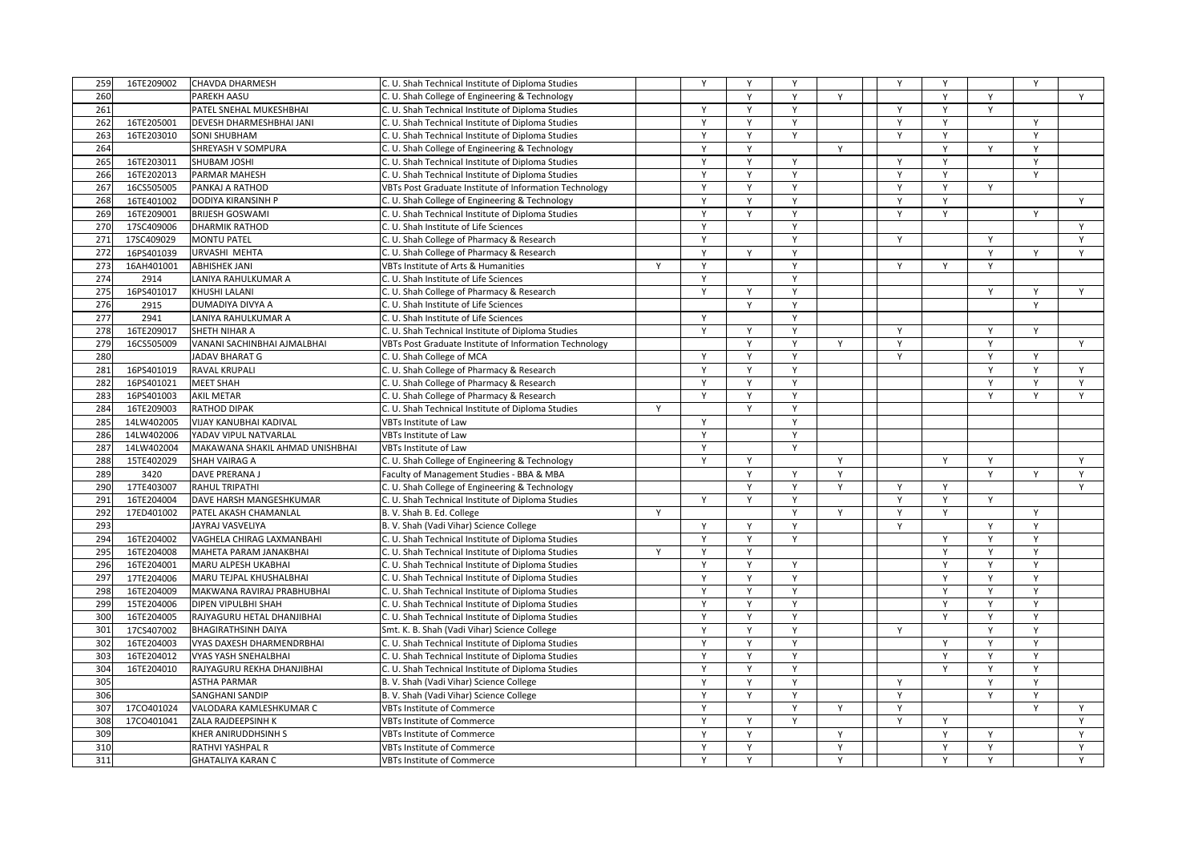| | | | | | | | | | | | | | | |
|---|---|---|---|---|---|---|---|---|---|---|---|---|---|---|
| 259 | 16TE209002 | CHAVDA DHARMESH | C. U. Shah Technical Institute of Diploma Studies | | Y | Y | Y | | | Y | Y | | Y | |
| 260 | | PAREKH AASU | C. U. Shah College of Engineering & Technology | | | Y | Y | Y | | | Y | Y | | Y |
| 261 | | PATEL SNEHAL MUKESHBHAI | C. U. Shah Technical Institute of Diploma Studies | | Y | Y | Y | | | Y | Y | Y | | |
| 262 | 16TE205001 | DEVESH DHARMESHBHAI JANI | C. U. Shah Technical Institute of Diploma Studies | | Y | Y | Y | | | Y | Y | | Y | |
| 263 | 16TE203010 | SONI SHUBHAM | C. U. Shah Technical Institute of Diploma Studies | | Y | Y | Y | | | Y | Y | | Y | |
| 264 | | SHREYASH V SOMPURA | C. U. Shah College of Engineering & Technology | | Y | Y | | Y | | | Y | Y | Y | |
| 265 | 16TE203011 | SHUBAM JOSHI | C. U. Shah Technical Institute of Diploma Studies | | Y | Y | Y | | | Y | Y | | Y | |
| 266 | 16TE202013 | PARMAR MAHESH | C. U. Shah Technical Institute of Diploma Studies | | Y | Y | Y | | | Y | Y | | Y | |
| 267 | 16CS505005 | PANKAJ A RATHOD | VBTs Post Graduate Institute of Information Technology | | Y | Y | Y | | | Y | Y | Y | | |
| 268 | 16TE401002 | DODIYA KIRANSINH P | C. U. Shah College of Engineering & Technology | | Y | Y | Y | | | Y | Y | | | Y |
| 269 | 16TE209001 | BRIJESH GOSWAMI | C. U. Shah Technical Institute of Diploma Studies | | Y | Y | Y | | | Y | Y | | Y | |
| 270 | 17SC409006 | DHARMIK RATHOD | C. U. Shah Institute of Life Sciences | | Y | | Y | | | | | | | Y |
| 271 | 17SC409029 | MONTU PATEL | C. U. Shah College of Pharmacy & Research | | Y | | Y | | | Y | | Y | | Y |
| 272 | 16PS401039 | URVASHI MEHTA | C. U. Shah College of Pharmacy & Research | | Y | Y | Y | | | | | Y | Y | Y |
| 273 | 16AH401001 | ABHISHEK JANI | VBTs Institute of Arts & Humanities | Y | Y | | Y | | | Y | Y | Y | | |
| 274 | 2914 | LANIYA RAHULKUMAR A | C. U. Shah Institute of Life Sciences | | Y | | Y | | | | | | | |
| 275 | 16PS401017 | KHUSHI LALANI | C. U. Shah College of Pharmacy & Research | | Y | Y | Y | | | | | Y | Y | Y |
| 276 | 2915 | DUMADIYA DIVYA A | C. U. Shah Institute of Life Sciences | | | Y | Y | | | | | | Y | |
| 277 | 2941 | LANIYA RAHULKUMAR A | C. U. Shah Institute of Life Sciences | | Y | | Y | | | | | | | |
| 278 | 16TE209017 | SHETH NIHAR A | C. U. Shah Technical Institute of Diploma Studies | | Y | Y | Y | | | Y | | Y | Y | |
| 279 | 16CS505009 | VANANI SACHINBHAI AJMALBHAI | VBTs Post Graduate Institute of Information Technology | | | Y | Y | Y | | Y | | Y | | Y |
| 280 | | JADAV BHARAT G | C. U. Shah College of MCA | | Y | Y | Y | | | Y | | Y | Y | |
| 281 | 16PS401019 | RAVAL KRUPALI | C. U. Shah College of Pharmacy & Research | | Y | Y | Y | | | | | Y | Y | Y |
| 282 | 16PS401021 | MEET SHAH | C. U. Shah College of Pharmacy & Research | | Y | Y | Y | | | | | Y | Y | Y |
| 283 | 16PS401003 | AKIL METAR | C. U. Shah College of Pharmacy & Research | | Y | Y | Y | | | | | Y | Y | Y |
| 284 | 16TE209003 | RATHOD DIPAK | C. U. Shah Technical Institute of Diploma Studies | Y | | Y | Y | | | | | | | |
| 285 | 14LW402005 | VIJAY KANUBHAI KADIVAL | VBTs Institute of Law | | Y | | Y | | | | | | | |
| 286 | 14LW402006 | YADAV VIPUL NATVARLAL | VBTs Institute of Law | | Y | | Y | | | | | | | |
| 287 | 14LW402004 | MAKAWANA SHAKIL AHMAD UNISHBHAI | VBTs Institute of Law | | Y | | Y | | | | | | | |
| 288 | 15TE402029 | SHAH VAIRAG A | C. U. Shah College of Engineering & Technology | | Y | Y | | Y | | | Y | Y | | Y |
| 289 | 3420 | DAVE PRERANA J | Faculty of Management Studies - BBA & MBA | | | Y | Y | Y | | | | Y | Y | Y |
| 290 | 17TE403007 | RAHUL TRIPATHI | C. U. Shah College of Engineering & Technology | | | Y | Y | Y | | Y | Y | | | Y |
| 291 | 16TE204004 | DAVE HARSH MANGESHKUMAR | C. U. Shah Technical Institute of Diploma Studies | | Y | Y | Y | | | Y | Y | Y | | |
| 292 | 17ED401002 | PATEL AKASH CHAMANLAL | B. V. Shah B. Ed. College | Y | | | Y | Y | | Y | Y | | Y | |
| 293 | | JAYRAJ VASVELIYA | B. V. Shah (Vadi Vihar) Science College | | Y | Y | Y | | | Y | | Y | Y | |
| 294 | 16TE204002 | VAGHELA CHIRAG LAXMANBAHI | C. U. Shah Technical Institute of Diploma Studies | | Y | Y | Y | | | | Y | Y | Y | |
| 295 | 16TE204008 | MAHETA PARAM JANAKBHAI | C. U. Shah Technical Institute of Diploma Studies | Y | Y | Y | | | | | Y | Y | Y | |
| 296 | 16TE204001 | MARU ALPESH UKABHAI | C. U. Shah Technical Institute of Diploma Studies | | Y | Y | Y | | | | Y | Y | Y | |
| 297 | 17TE204006 | MARU TEJPAL KHUSHALBHAI | C. U. Shah Technical Institute of Diploma Studies | | Y | Y | Y | | | | Y | Y | Y | |
| 298 | 16TE204009 | MAKWANA RAVIRAJ PRABHUBHAI | C. U. Shah Technical Institute of Diploma Studies | | Y | Y | Y | | | | Y | Y | Y | |
| 299 | 15TE204006 | DIPEN VIPULBHI SHAH | C. U. Shah Technical Institute of Diploma Studies | | Y | Y | Y | | | | Y | Y | Y | |
| 300 | 16TE204005 | RAJYAGURU HETAL DHANJIBHAI | C. U. Shah Technical Institute of Diploma Studies | | Y | Y | Y | | | | Y | Y | Y | |
| 301 | 17CS407002 | BHAGIRATHSINH DAIYA | Smt. K. B. Shah (Vadi Vihar) Science College | | Y | Y | Y | | | Y | | Y | Y | |
| 302 | 16TE204003 | VYAS DAXESH DHARMENDRBHAI | C. U. Shah Technical Institute of Diploma Studies | | Y | Y | Y | | | | Y | Y | Y | |
| 303 | 16TE204012 | VYAS YASH SNEHALBHAI | C. U. Shah Technical Institute of Diploma Studies | | Y | Y | Y | | | | Y | Y | Y | |
| 304 | 16TE204010 | RAJYAGURU REKHA DHANJIBHAI | C. U. Shah Technical Institute of Diploma Studies | | Y | Y | Y | | | | Y | Y | Y | |
| 305 | | ASTHA PARMAR | B. V. Shah (Vadi Vihar) Science College | | Y | Y | Y | | | Y | | Y | Y | |
| 306 | | SANGHANI SANDIP | B. V. Shah (Vadi Vihar) Science College | | Y | Y | Y | | | Y | | Y | Y | |
| 307 | 17CO401024 | VALODARA KAMLESHKUMAR C | VBTs Institute of Commerce | | Y | | Y | Y | | Y | | | Y | Y |
| 308 | 17CO401041 | ZALA RAJDEEPSINH K | VBTs Institute of Commerce | | Y | Y | Y | | | Y | Y | | | Y |
| 309 | | KHER ANIRUDDHSINH S | VBTs Institute of Commerce | | Y | Y | | Y | | | Y | Y | | Y |
| 310 | | RATHVI YASHPAL R | VBTs Institute of Commerce | | Y | Y | | Y | | | Y | Y | | Y |
| 311 | | GHATALIYA KARAN C | VBTs Institute of Commerce | | Y | Y | | Y | | | Y | Y | | Y |